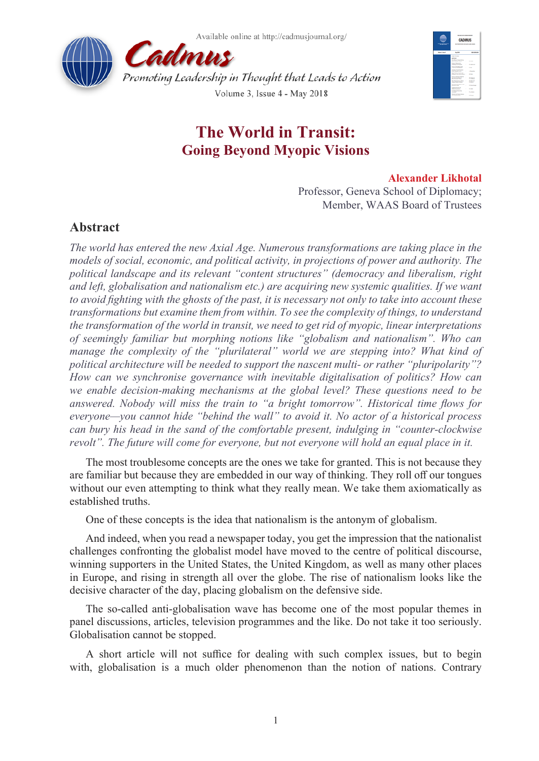# The World in Transit:
## Going Beyond Myopic Visions

**Alexander Likhotal**
Professor, Geneva School of Diplomacy;
Member, WAAS Board of Trustees

## Abstract

*The world has entered the new Axial Age. Numerous transformations are taking place in the models of social, economic, and political activity, in projections of power and authority. The political landscape and its relevant "content structures" (democracy and liberalism, right and left, globalisation and nationalism etc.) are acquiring new systemic qualities. If we want to avoid fighting with the ghosts of the past, it is necessary not only to take into account these transformations but examine them from within. To see the complexity of things, to understand the transformation of the world in transit, we need to get rid of myopic, linear interpretations of seemingly familiar but morphing notions like "globalism and nationalism". Who can manage the complexity of the "plurilateral" world we are stepping into? What kind of political architecture will be needed to support the nascent multi- or rather "pluripolarity"? How can we synchronise governance with inevitable digitalisation of politics? How can we enable decision-making mechanisms at the global level? These questions need to be answered. Nobody will miss the train to "a bright tomorrow". Historical time flows for everyone—you cannot hide "behind the wall" to avoid it. No actor of a historical process can bury his head in the sand of the comfortable present, indulging in "counter-clockwise revolt". The future will come for everyone, but not everyone will hold an equal place in it.*

The most troublesome concepts are the ones we take for granted. This is not because they are familiar but because they are embedded in our way of thinking. They roll off our tongues without our even attempting to think what they really mean. We take them axiomatically as established truths.

One of these concepts is the idea that nationalism is the antonym of globalism.

And indeed, when you read a newspaper today, you get the impression that the nationalist challenges confronting the globalist model have moved to the centre of political discourse, winning supporters in the United States, the United Kingdom, as well as many other places in Europe, and rising in strength all over the globe. The rise of nationalism looks like the decisive character of the day, placing globalism on the defensive side.

The so-called anti-globalisation wave has become one of the most popular themes in panel discussions, articles, television programmes and the like. Do not take it too seriously. Globalisation cannot be stopped.

A short article will not suffice for dealing with such complex issues, but to begin with, globalisation is a much older phenomenon than the notion of nations. Contrary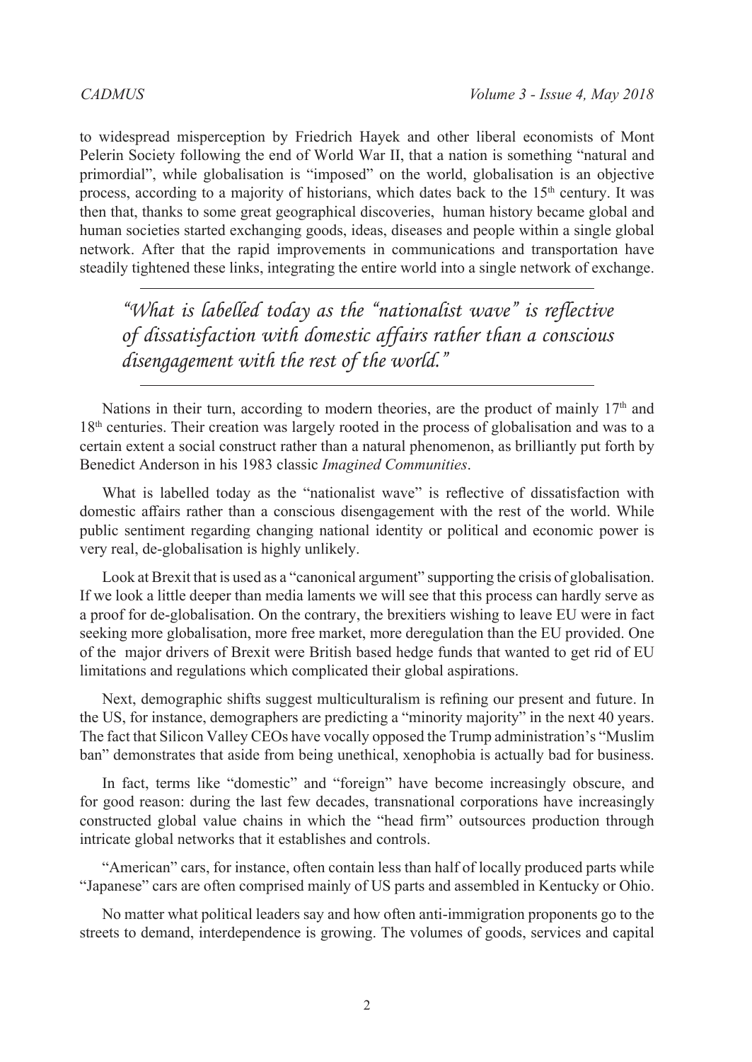to widespread misperception by Friedrich Hayek and other liberal economists of Mont Pelerin Society following the end of World War II, that a nation is something "natural and primordial", while globalisation is "imposed" on the world, globalisation is an objective process, according to a majority of historians, which dates back to the 15th century. It was then that, thanks to some great geographical discoveries, human history became global and human societies started exchanging goods, ideas, diseases and people within a single global network. After that the rapid improvements in communications and transportation have steadily tightened these links, integrating the entire world into a single network of exchange.

> *"What is labelled today as the "nationalist wave" is reflective of dissatisfaction with domestic affairs rather than a conscious disengagement with the rest of the world."*

Nations in their turn, according to modern theories, are the product of mainly 17th and 18th centuries. Their creation was largely rooted in the process of globalisation and was to a certain extent a social construct rather than a natural phenomenon, as brilliantly put forth by Benedict Anderson in his 1983 classic *Imagined Communities*.

What is labelled today as the "nationalist wave" is reflective of dissatisfaction with domestic affairs rather than a conscious disengagement with the rest of the world. While public sentiment regarding changing national identity or political and economic power is very real, de-globalisation is highly unlikely.

Look at Brexit that is used as a "canonical argument" supporting the crisis of globalisation. If we look a little deeper than media laments we will see that this process can hardly serve as a proof for de-globalisation. On the contrary, the brexitiers wishing to leave EU were in fact seeking more globalisation, more free market, more deregulation than the EU provided. One of the major drivers of Brexit were British based hedge funds that wanted to get rid of EU limitations and regulations which complicated their global aspirations.

Next, demographic shifts suggest multiculturalism is refining our present and future. In the US, for instance, demographers are predicting a "minority majority" in the next 40 years. The fact that Silicon Valley CEOs have vocally opposed the Trump administration's "Muslim ban" demonstrates that aside from being unethical, xenophobia is actually bad for business.

In fact, terms like "domestic" and "foreign" have become increasingly obscure, and for good reason: during the last few decades, transnational corporations have increasingly constructed global value chains in which the "head firm" outsources production through intricate global networks that it establishes and controls.

"American" cars, for instance, often contain less than half of locally produced parts while "Japanese" cars are often comprised mainly of US parts and assembled in Kentucky or Ohio.

No matter what political leaders say and how often anti-immigration proponents go to the streets to demand, interdependence is growing. The volumes of goods, services and capital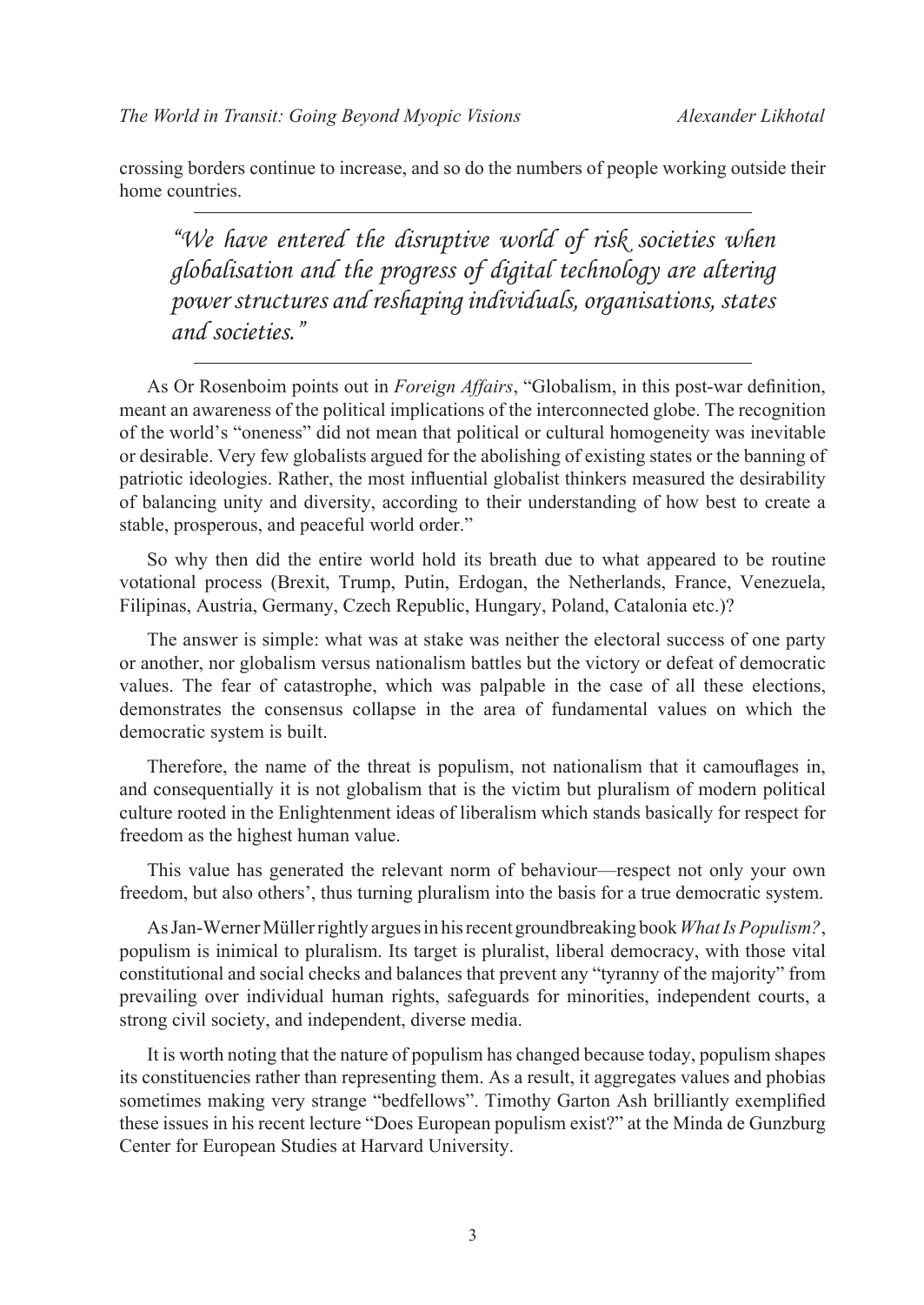crossing borders continue to increase, and so do the numbers of people working outside their home countries.

> *"We have entered the disruptive world of risk societies when globalisation and the progress of digital technology are altering power structures and reshaping individuals, organisations, states and societies."*

As Or Rosenboim points out in *Foreign Affairs*, "Globalism, in this post-war definition, meant an awareness of the political implications of the interconnected globe. The recognition of the world's "oneness" did not mean that political or cultural homogeneity was inevitable or desirable. Very few globalists argued for the abolishing of existing states or the banning of patriotic ideologies. Rather, the most influential globalist thinkers measured the desirability of balancing unity and diversity, according to their understanding of how best to create a stable, prosperous, and peaceful world order."

So why then did the entire world hold its breath due to what appeared to be routine votational process (Brexit, Trump, Putin, Erdogan, the Netherlands, France, Venezuela, Filipinas, Austria, Germany, Czech Republic, Hungary, Poland, Catalonia etc.)?

The answer is simple: what was at stake was neither the electoral success of one party or another, nor globalism versus nationalism battles but the victory or defeat of democratic values. The fear of catastrophe, which was palpable in the case of all these elections, demonstrates the consensus collapse in the area of fundamental values on which the democratic system is built.

Therefore, the name of the threat is populism, not nationalism that it camouflages in, and consequentially it is not globalism that is the victim but pluralism of modern political culture rooted in the Enlightenment ideas of liberalism which stands basically for respect for freedom as the highest human value.

This value has generated the relevant norm of behaviour—respect not only your own freedom, but also others', thus turning pluralism into the basis for a true democratic system.

As Jan-Werner Müller rightly argues in his recent groundbreaking book *What Is Populism?*, populism is inimical to pluralism. Its target is pluralist, liberal democracy, with those vital constitutional and social checks and balances that prevent any "tyranny of the majority" from prevailing over individual human rights, safeguards for minorities, independent courts, a strong civil society, and independent, diverse media.

It is worth noting that the nature of populism has changed because today, populism shapes its constituencies rather than representing them. As a result, it aggregates values and phobias sometimes making very strange "bedfellows". Timothy Garton Ash brilliantly exemplified these issues in his recent lecture "Does European populism exist?" at the Minda de Gunzburg Center for European Studies at Harvard University.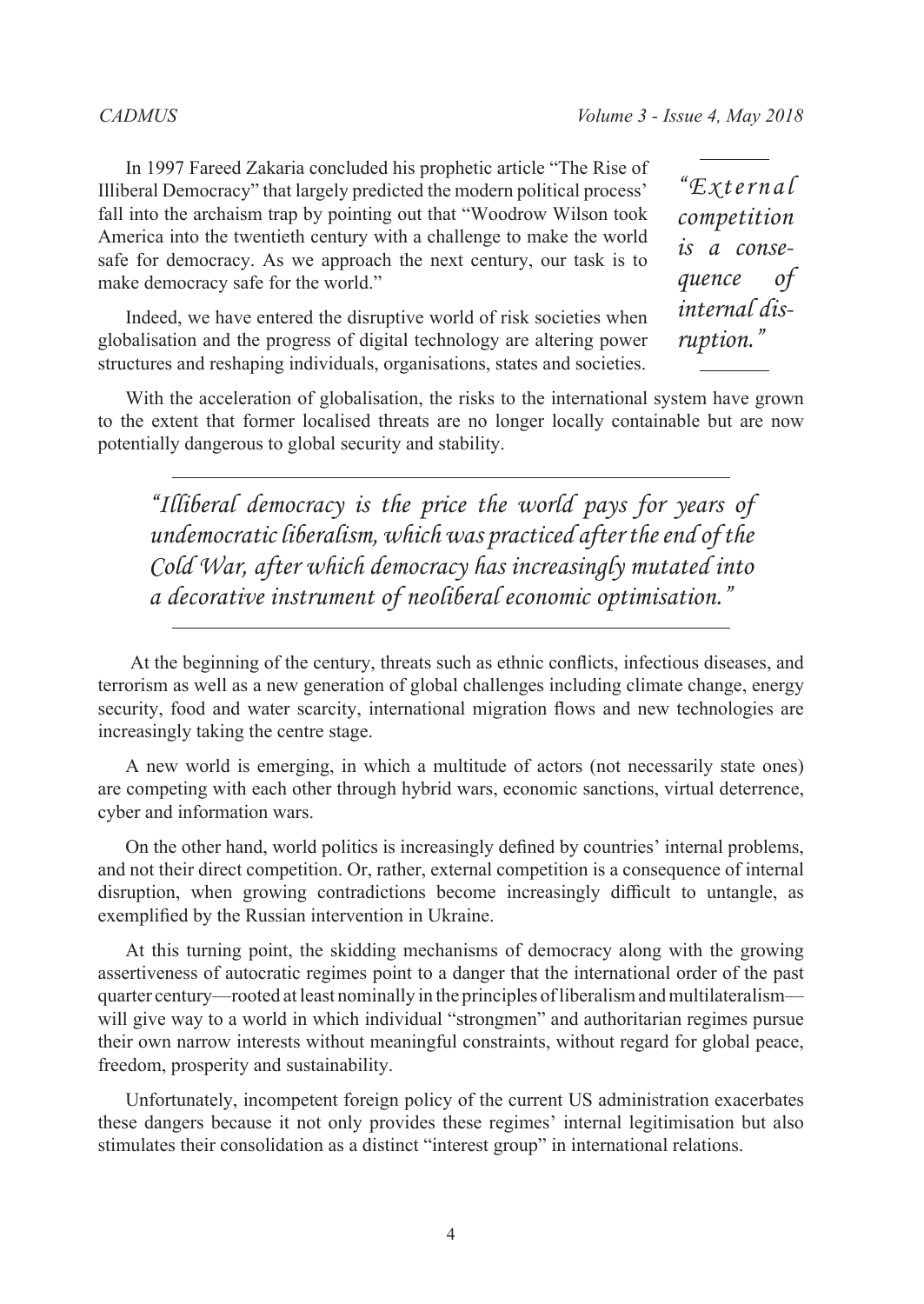In 1997 Fareed Zakaria concluded his prophetic article "The Rise of Illiberal Democracy" that largely predicted the modern political process' fall into the archaism trap by pointing out that "Woodrow Wilson took America into the twentieth century with a challenge to make the world safe for democracy. As we approach the next century, our task is to make democracy safe for the world."

> *"External competition is a consequence of internal disruption."*

Indeed, we have entered the disruptive world of risk societies when globalisation and the progress of digital technology are altering power structures and reshaping individuals, organisations, states and societies.

With the acceleration of globalisation, the risks to the international system have grown to the extent that former localised threats are no longer locally containable but are now potentially dangerous to global security and stability.

> *"Illiberal democracy is the price the world pays for years of undemocratic liberalism, which was practiced after the end of the Cold War, after which democracy has increasingly mutated into a decorative instrument of neoliberal economic optimisation."*

At the beginning of the century, threats such as ethnic conflicts, infectious diseases, and terrorism as well as a new generation of global challenges including climate change, energy security, food and water scarcity, international migration flows and new technologies are increasingly taking the centre stage.

A new world is emerging, in which a multitude of actors (not necessarily state ones) are competing with each other through hybrid wars, economic sanctions, virtual deterrence, cyber and information wars.

On the other hand, world politics is increasingly defined by countries' internal problems, and not their direct competition. Or, rather, external competition is a consequence of internal disruption, when growing contradictions become increasingly difficult to untangle, as exemplified by the Russian intervention in Ukraine.

At this turning point, the skidding mechanisms of democracy along with the growing assertiveness of autocratic regimes point to a danger that the international order of the past quarter century—rooted at least nominally in the principles of liberalism and multilateralism—will give way to a world in which individual "strongmen" and authoritarian regimes pursue their own narrow interests without meaningful constraints, without regard for global peace, freedom, prosperity and sustainability.

Unfortunately, incompetent foreign policy of the current US administration exacerbates these dangers because it not only provides these regimes' internal legitimisation but also stimulates their consolidation as a distinct "interest group" in international relations.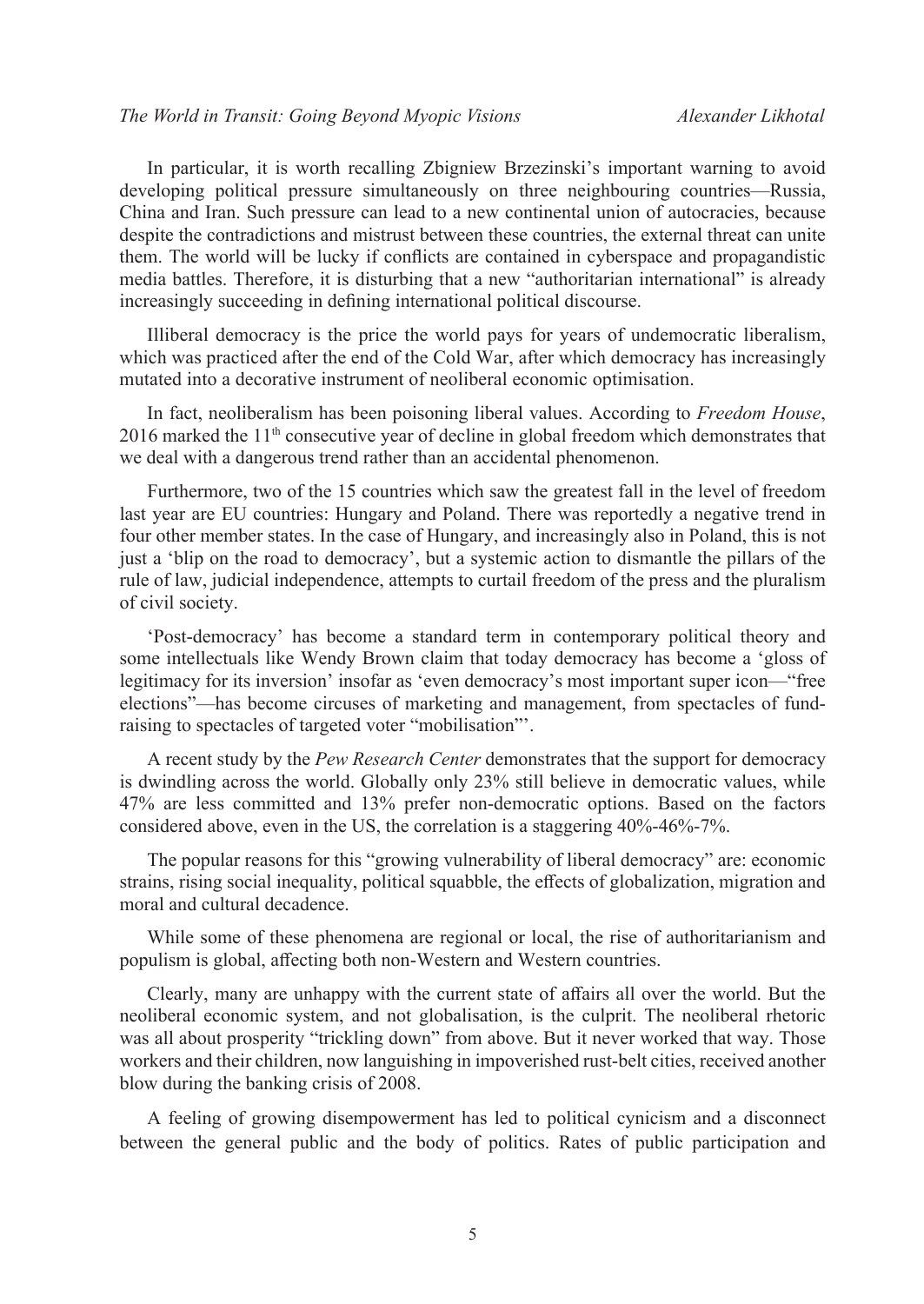In particular, it is worth recalling Zbigniew Brzezinski's important warning to avoid developing political pressure simultaneously on three neighbouring countries—Russia, China and Iran. Such pressure can lead to a new continental union of autocracies, because despite the contradictions and mistrust between these countries, the external threat can unite them. The world will be lucky if conflicts are contained in cyberspace and propagandistic media battles. Therefore, it is disturbing that a new "authoritarian international" is already increasingly succeeding in defining international political discourse.

Illiberal democracy is the price the world pays for years of undemocratic liberalism, which was practiced after the end of the Cold War, after which democracy has increasingly mutated into a decorative instrument of neoliberal economic optimisation.

In fact, neoliberalism has been poisoning liberal values. According to *Freedom House*, 2016 marked the 11th consecutive year of decline in global freedom which demonstrates that we deal with a dangerous trend rather than an accidental phenomenon.

Furthermore, two of the 15 countries which saw the greatest fall in the level of freedom last year are EU countries: Hungary and Poland. There was reportedly a negative trend in four other member states. In the case of Hungary, and increasingly also in Poland, this is not just a 'blip on the road to democracy', but a systemic action to dismantle the pillars of the rule of law, judicial independence, attempts to curtail freedom of the press and the pluralism of civil society.

'Post-democracy' has become a standard term in contemporary political theory and some intellectuals like Wendy Brown claim that today democracy has become a 'gloss of legitimacy for its inversion' insofar as 'even democracy's most important super icon—"free elections"—has become circuses of marketing and management, from spectacles of fund-raising to spectacles of targeted voter "mobilisation"'.

A recent study by the *Pew Research Center* demonstrates that the support for democracy is dwindling across the world. Globally only 23% still believe in democratic values, while 47% are less committed and 13% prefer non-democratic options. Based on the factors considered above, even in the US, the correlation is a staggering 40%-46%-7%.

The popular reasons for this "growing vulnerability of liberal democracy" are: economic strains, rising social inequality, political squabble, the effects of globalization, migration and moral and cultural decadence.

While some of these phenomena are regional or local, the rise of authoritarianism and populism is global, affecting both non-Western and Western countries.

Clearly, many are unhappy with the current state of affairs all over the world. But the neoliberal economic system, and not globalisation, is the culprit. The neoliberal rhetoric was all about prosperity "trickling down" from above. But it never worked that way. Those workers and their children, now languishing in impoverished rust-belt cities, received another blow during the banking crisis of 2008.

A feeling of growing disempowerment has led to political cynicism and a disconnect between the general public and the body of politics. Rates of public participation and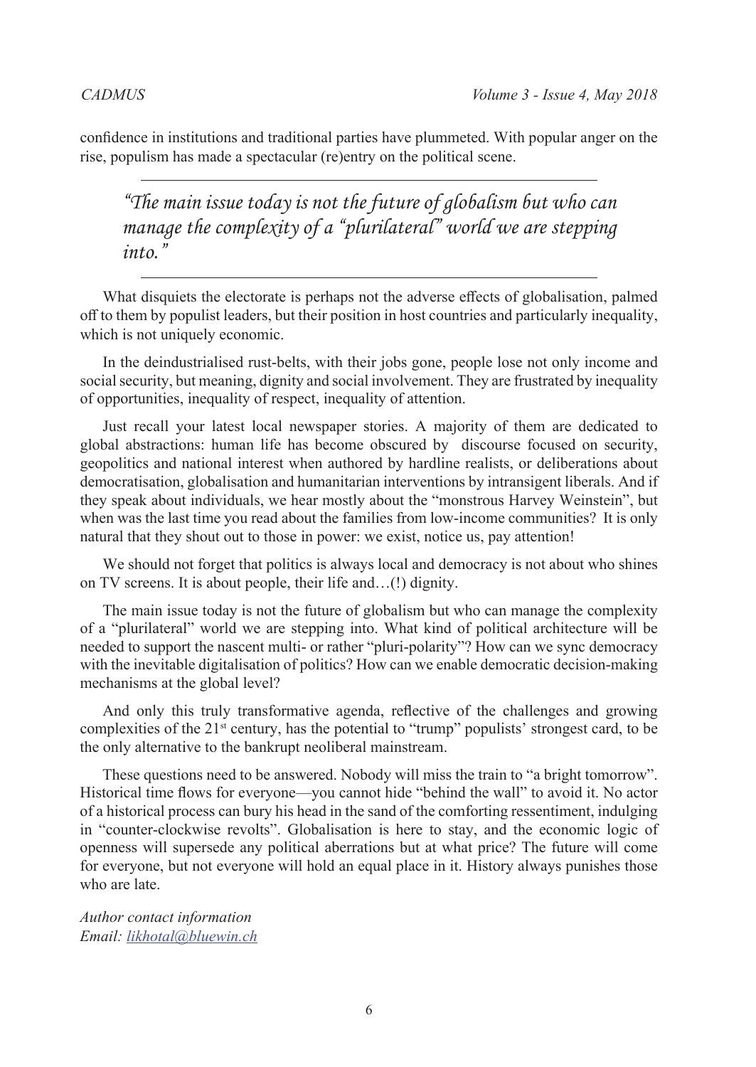confidence in institutions and traditional parties have plummeted. With popular anger on the rise, populism has made a spectacular (re)entry on the political scene.

---

> *"The main issue today is not the future of globalism but who can manage the complexity of a "plurilateral" world we are stepping into."*

---

What disquiets the electorate is perhaps not the adverse effects of globalisation, palmed off to them by populist leaders, but their position in host countries and particularly inequality, which is not uniquely economic.

In the deindustrialised rust-belts, with their jobs gone, people lose not only income and social security, but meaning, dignity and social involvement. They are frustrated by inequality of opportunities, inequality of respect, inequality of attention.

Just recall your latest local newspaper stories. A majority of them are dedicated to global abstractions: human life has become obscured by discourse focused on security, geopolitics and national interest when authored by hardline realists, or deliberations about democratisation, globalisation and humanitarian interventions by intransigent liberals. And if they speak about individuals, we hear mostly about the "monstrous Harvey Weinstein", but when was the last time you read about the families from low-income communities? It is only natural that they shout out to those in power: we exist, notice us, pay attention!

We should not forget that politics is always local and democracy is not about who shines on TV screens. It is about people, their life and…(!) dignity.

The main issue today is not the future of globalism but who can manage the complexity of a "plurilateral" world we are stepping into. What kind of political architecture will be needed to support the nascent multi- or rather "pluri-polarity"? How can we sync democracy with the inevitable digitalisation of politics? How can we enable democratic decision-making mechanisms at the global level?

And only this truly transformative agenda, reflective of the challenges and growing complexities of the 21st century, has the potential to "trump" populists' strongest card, to be the only alternative to the bankrupt neoliberal mainstream.

These questions need to be answered. Nobody will miss the train to "a bright tomorrow". Historical time flows for everyone—you cannot hide "behind the wall" to avoid it. No actor of a historical process can bury his head in the sand of the comforting ressentiment, indulging in "counter-clockwise revolts". Globalisation is here to stay, and the economic logic of openness will supersede any political aberrations but at what price? The future will come for everyone, but not everyone will hold an equal place in it. History always punishes those who are late.

*Author contact information*
*Email: likhotal@bluewin.ch*